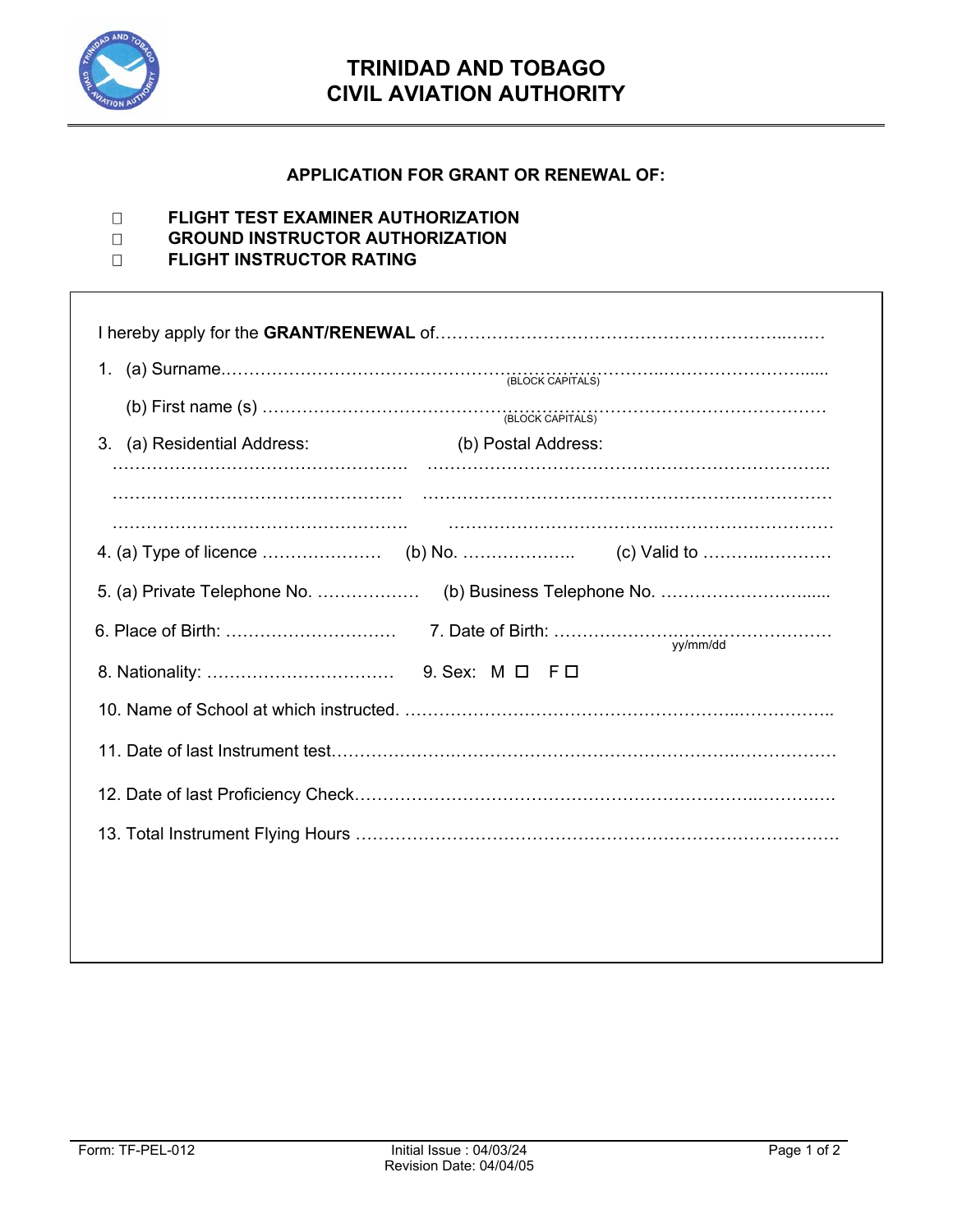# TRINIDAD AND TOBAGO
# CIVIL AVIATION AUTHORITY

## APPLICATION FOR GRANT OR RENEWAL OF:

- ☐ **FLIGHT TEST EXAMINER AUTHORIZATION**
- ☐ **GROUND INSTRUCTOR AUTHORIZATION**
- ☐ **FLIGHT INSTRUCTOR RATING**

I hereby apply for the **GRANT/RENEWAL** of……………………………………………………………

1. (a) Surname…………………………………………………………………………………………
(BLOCK CAPITALS)

   (b) First name (s) ……………………………………………………………………………………
(BLOCK CAPITALS)

3. (a) Residential Address: (b) Postal Address:

……………………………………………… ……………………………………………………………

……………………………………………… ……………………………………………………………

……………………………………………… ……………………………………………………………

4. (a) Type of licence ………………… (b) No. ……………….. (c) Valid to ……………………

5. (a) Private Telephone No. ……………… (b) Business Telephone No. …………………………

6. Place of Birth: ………………………… 7. Date of Birth: ………………………………………… yy/mm/dd

8. Nationality: …………………………… 9. Sex: M ☐ F ☐

10. Name of School at which instructed. …………………………………………………………………

11. Date of last Instrument test……………………………………………………………………………

12. Date of last Proficiency Check………………………………………………………………………

13. Total Instrument Flying Hours ………………………………………………………………………

Form: TF-PEL-012 | Initial Issue : 04/03/24 | Revision Date: 04/04/05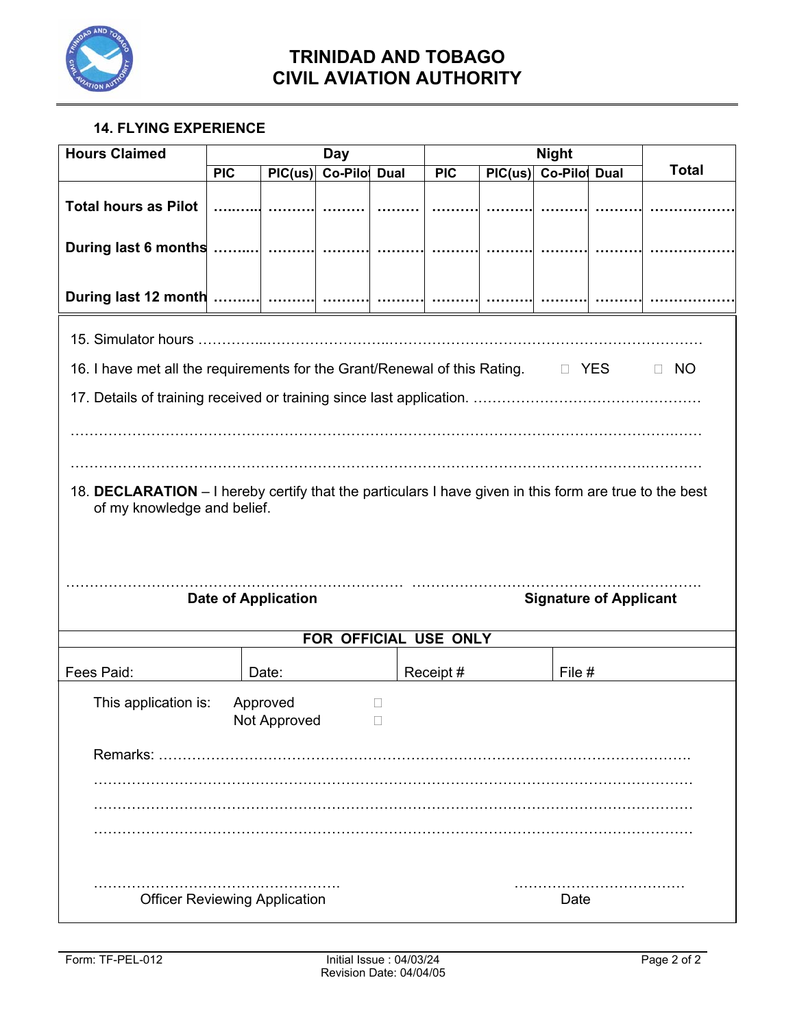# TRINIDAD AND TOBAGO
# CIVIL AVIATION AUTHORITY

### 14. FLYING EXPERIENCE

| Hours Claimed | Day | | | | Night | | | | Total |
|---|---|---|---|---|---|---|---|---|---|
| | PIC | PIC(us) | Co-Pilot | Dual | PIC | PIC(us) | Co-Pilot | Dual | |
| Total hours as Pilot | ………. | ………. | ……… | ……… | ………. | ………. | ………. | ………. | ……………… |
| During last 6 months | ………. | ………. | ………. | ………. | ………. | ………. | ………. | ………. | ……………… |
| During last 12 month | ………. | ………. | ………. | ………. | ………. | ………. | ………. | ………. | ……………… |

15. Simulator hours ……………………………………………………………………………………………

16. I have met all the requirements for the Grant/Renewal of this Rating. ☐ YES ☐ NO

17. Details of training received or training since last application. …………………………………………

……………………………………………………………………………………………………………………

……………………………………………………………………………………………………………………

18. **DECLARATION** – I hereby certify that the particulars I have given in this form are true to the best of my knowledge and belief.

……………………………………………………………… ……………………………………………………

**Date of Application** **Signature of Applicant**

**FOR OFFICIAL USE ONLY**

| Fees Paid: | Date: | Receipt # | File # |
|---|---|---|---|

This application is: Approved ☐
Not Approved ☐

Remarks: ………………………………………………………………………………………………………

……………………………………………………………………………………………………………………

……………………………………………………………………………………………………………………

……………………………………………………………………………………………………………………

…………………………………………… ………………………………

Officer Reviewing Application Date

Form: TF-PEL-012 Initial Issue : 04/03/24 Revision Date: 04/04/05